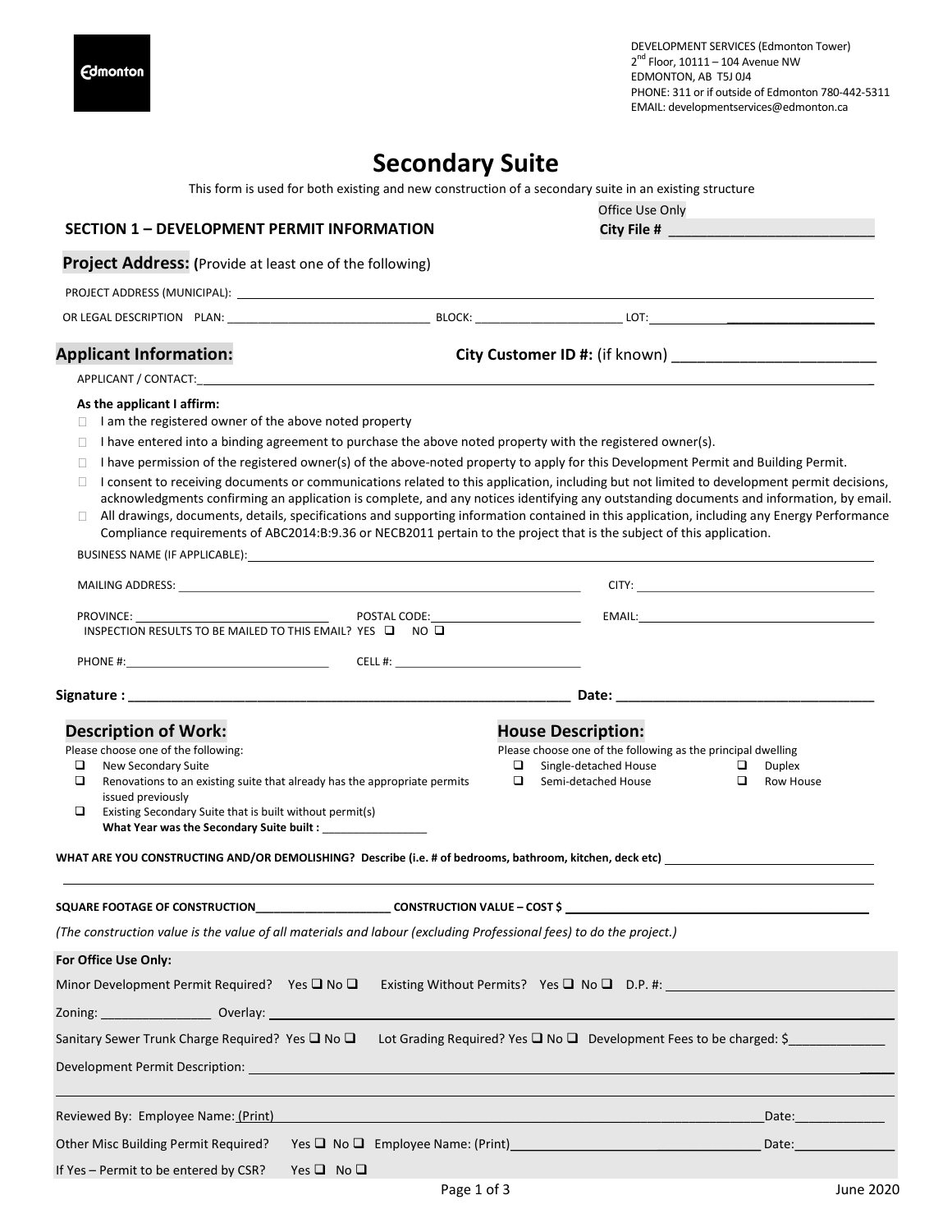Edmonton

DEVELOPMENT SERVICES (Edmonton Tower)
2nd Floor, 10111 – 104 Avenue NW
EDMONTON, AB T5J 0J4
PHONE: 311 or if outside of Edmonton 780-442-5311
EMAIL: developmentservices@edmonton.ca

# Secondary Suite

This form is used for both existing and new construction of a secondary suite in an existing structure

## SECTION 1 – DEVELOPMENT PERMIT INFORMATION

Office Use Only
**City File #** ___________________________

### Project Address: (Provide at least one of the following)

PROJECT ADDRESS (MUNICIPAL): ___________________________

OR LEGAL DESCRIPTION PLAN: ___________________ BLOCK: ______________ LOT: ______________

### Applicant Information:

**City Customer ID #:** (if known) ________________________

APPLICANT / CONTACT: ___________________________

**As the applicant I affirm:**

- ☐ I am the registered owner of the above noted property
- ☐ I have entered into a binding agreement to purchase the above noted property with the registered owner(s).
- ☐ I have permission of the registered owner(s) of the above-noted property to apply for this Development Permit and Building Permit.
- ☐ I consent to receiving documents or communications related to this application, including but not limited to development permit decisions, acknowledgments confirming an application is complete, and any notices identifying any outstanding documents and information, by email.
- ☐ All drawings, documents, details, specifications and supporting information contained in this application, including any Energy Performance Compliance requirements of ABC2014:B:9.36 or NECB2011 pertain to the project that is the subject of this application.

BUSINESS NAME (IF APPLICABLE): ___________________________

MAILING ADDRESS: ___________________________ CITY: ___________________________

PROVINCE: ______________ POSTAL CODE: ______________ EMAIL: ___________________________

INSPECTION RESULTS TO BE MAILED TO THIS EMAIL? YES ☐ NO ☐

PHONE #: ______________ CELL #: ______________

**Signature :** ___________________________ **Date:** ______________

### Description of Work:

Please choose one of the following:

- ☐ New Secondary Suite
- ☐ Renovations to an existing suite that already has the appropriate permits issued previously
- ☐ Existing Secondary Suite that is built without permit(s)
  **What Year was the Secondary Suite built :** ______________

### House Description:

Please choose one of the following as the principal dwelling

- ☐ Single-detached House
- ☐ Semi-detached House
- ☐ Duplex
- ☐ Row House

**WHAT ARE YOU CONSTRUCTING AND/OR DEMOLISHING? Describe (i.e. # of bedrooms, bathroom, kitchen, deck etc)** ___________________________

___________________________

**SQUARE FOOTAGE OF CONSTRUCTION** ______________ **CONSTRUCTION VALUE – COST $** ______________

*(The construction value is the value of all materials and labour (excluding Professional fees) to do the project.)*

**For Office Use Only:**

Minor Development Permit Required? Yes ☐ No ☐ Existing Without Permits? Yes ☐ No ☐ D.P. #: ______________

Zoning: ______________ Overlay: ______________

Sanitary Sewer Trunk Charge Required? Yes ☐ No ☐ Lot Grading Required? Yes ☐ No ☐ Development Fees to be charged: $______________

Development Permit Description: ___________________________

___________________________

Reviewed By: Employee Name: (Print) ___________________________ Date: ______________

Other Misc Building Permit Required? Yes ☐ No ☐ Employee Name: (Print) ______________ Date: ______________

If Yes – Permit to be entered by CSR? Yes ☐ No ☐

June 2020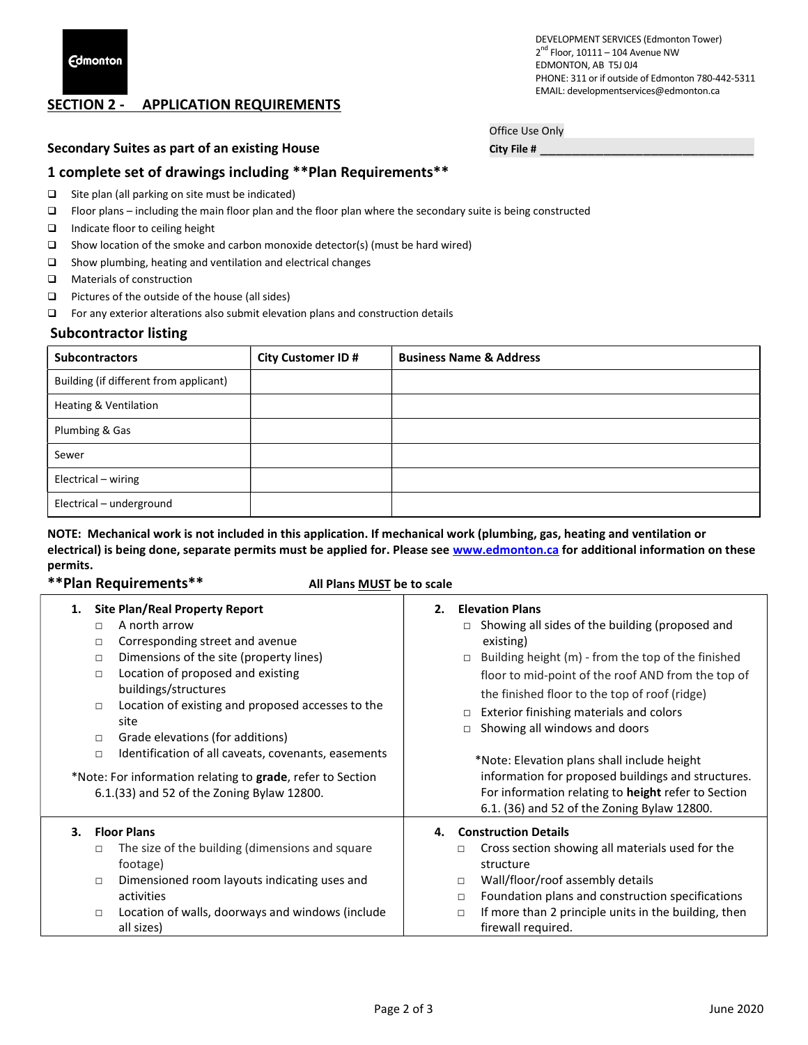Edmonton

DEVELOPMENT SERVICES (Edmonton Tower)
2nd Floor, 10111 – 104 Avenue NW
EDMONTON, AB T5J 0J4
PHONE: 311 or if outside of Edmonton 780-442-5311
EMAIL: developmentservices@edmonton.ca

## SECTION 2 - APPLICATION REQUIREMENTS

Office Use Only
**City File # ______________________________**

### Secondary Suites as part of an existing House

### 1 complete set of drawings including **Plan Requirements**

- ☐ Site plan (all parking on site must be indicated)
- ☐ Floor plans – including the main floor plan and the floor plan where the secondary suite is being constructed
- ☐ Indicate floor to ceiling height
- ☐ Show location of the smoke and carbon monoxide detector(s) (must be hard wired)
- ☐ Show plumbing, heating and ventilation and electrical changes
- ☐ Materials of construction
- ☐ Pictures of the outside of the house (all sides)
- ☐ For any exterior alterations also submit elevation plans and construction details

### Subcontractor listing

| Subcontractors | City Customer ID # | Business Name & Address |
|---|---|---|
| Building (if different from applicant) | | |
| Heating & Ventilation | | |
| Plumbing & Gas | | |
| Sewer | | |
| Electrical – wiring | | |
| Electrical – underground | | |

**NOTE: Mechanical work is not included in this application. If mechanical work (plumbing, gas, heating and ventilation or electrical) is being done, separate permits must be applied for. Please see [www.edmonton.ca](http://www.edmonton.ca) for additional information on these permits.**

### **Plan Requirements**

**All Plans MUST be to scale**

**1. Site Plan/Real Property Report**
- □ A north arrow
- □ Corresponding street and avenue
- □ Dimensions of the site (property lines)
- □ Location of proposed and existing buildings/structures
- □ Location of existing and proposed accesses to the site
- □ Grade elevations (for additions)
- □ Identification of all caveats, covenants, easements

*Note: For information relating to **grade**, refer to Section 6.1.(33) and 52 of the Zoning Bylaw 12800.

**2. Elevation Plans**
- □ Showing all sides of the building (proposed and existing)
- □ Building height (m) - from the top of the finished floor to mid-point of the roof AND from the top of the finished floor to the top of roof (ridge)
- □ Exterior finishing materials and colors
- □ Showing all windows and doors

*Note: Elevation plans shall include height information for proposed buildings and structures. For information relating to **height** refer to Section 6.1. (36) and 52 of the Zoning Bylaw 12800.

**3. Floor Plans**
- □ The size of the building (dimensions and square footage)
- □ Dimensioned room layouts indicating uses and activities
- □ Location of walls, doorways and windows (include all sizes)

**4. Construction Details**
- □ Cross section showing all materials used for the structure
- □ Wall/floor/roof assembly details
- □ Foundation plans and construction specifications
- □ If more than 2 principle units in the building, then firewall required.

June 2020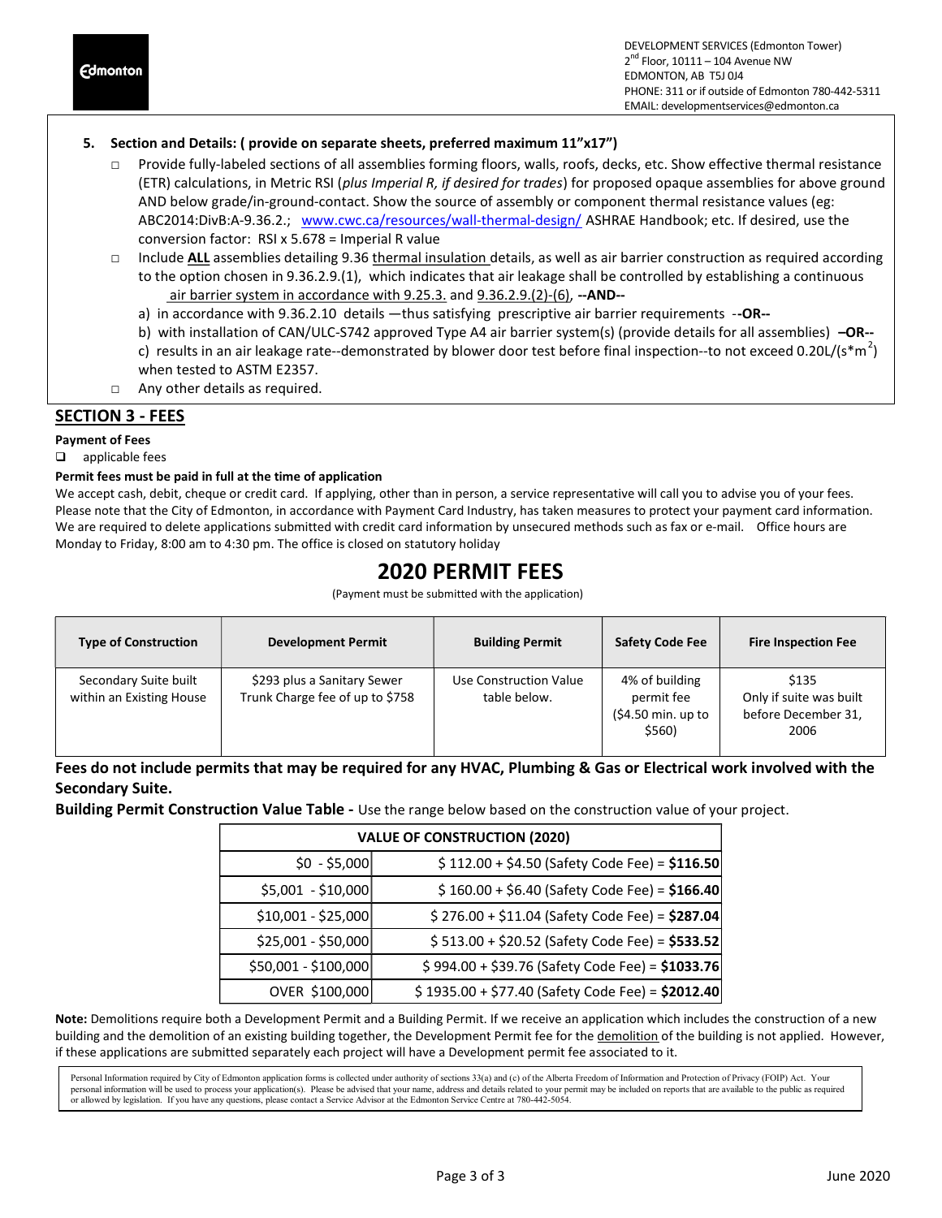DEVELOPMENT SERVICES (Edmonton Tower)
2nd Floor, 10111 – 104 Avenue NW
EDMONTON, AB T5J 0J4
PHONE: 311 or if outside of Edmonton 780-442-5311
EMAIL: developmentservices@edmonton.ca

**5. Section and Details: ( provide on separate sheets, preferred maximum 11"x17")**

- □ Provide fully-labeled sections of all assemblies forming floors, walls, roofs, decks, etc. Show effective thermal resistance (ETR) calculations, in Metric RSI (*plus Imperial R, if desired for trades*) for proposed opaque assemblies for above ground AND below grade/in-ground-contact. Show the source of assembly or component thermal resistance values (eg: ABC2014:DivB:A-9.36.2.; www.cwc.ca/resources/wall-thermal-design/ ASHRAE Handbook; etc. If desired, use the conversion factor: RSI x 5.678 = Imperial R value
- □ Include **ALL** assemblies detailing 9.36 thermal insulation details, as well as air barrier construction as required according to the option chosen in 9.36.2.9.(1), which indicates that air leakage shall be controlled by establishing a continuous air barrier system in accordance with 9.25.3. and 9.36.2.9.(2)-(6), **--AND--**
  - a) in accordance with 9.36.2.10 details —thus satisfying prescriptive air barrier requirements **--OR--**
  - b) with installation of CAN/ULC-S742 approved Type A4 air barrier system(s) (provide details for all assemblies) **–OR--**
  - c) results in an air leakage rate--demonstrated by blower door test before final inspection--to not exceed $0.20 L/(s*m^2)$ when tested to ASTM E2357.
- □ Any other details as required.

## SECTION 3 - FEES

**Payment of Fees**

- ❑ applicable fees

**Permit fees must be paid in full at the time of application**

We accept cash, debit, cheque or credit card. If applying, other than in person, a service representative will call you to advise you of your fees. Please note that the City of Edmonton, in accordance with Payment Card Industry, has taken measures to protect your payment card information. We are required to delete applications submitted with credit card information by unsecured methods such as fax or e-mail. Office hours are Monday to Friday, 8:00 am to 4:30 pm. The office is closed on statutory holiday

# 2020 PERMIT FEES

(Payment must be submitted with the application)

| Type of Construction | Development Permit | Building Permit | Safety Code Fee | Fire Inspection Fee |
|---|---|---|---|---|
| Secondary Suite built within an Existing House | $293 plus a Sanitary Sewer Trunk Charge fee of up to $758 | Use Construction Value table below. | 4% of building permit fee ($4.50 min. up to $560) | $135 Only if suite was built before December 31, 2006 |

**Fees do not include permits that may be required for any HVAC, Plumbing & Gas or Electrical work involved with the Secondary Suite.**

**Building Permit Construction Value Table -** Use the range below based on the construction value of your project.

| VALUE OF CONSTRUCTION (2020) | |
|---|---|
| $0 - $5,000 | $ 112.00 + $4.50 (Safety Code Fee) = **$116.50** |
| $5,001 - $10,000 | $ 160.00 + $6.40 (Safety Code Fee) = **$166.40** |
| $10,001 - $25,000 | $ 276.00 + $11.04 (Safety Code Fee) = **$287.04** |
| $25,001 - $50,000 | $ 513.00 + $20.52 (Safety Code Fee) = **$533.52** |
| $50,001 - $100,000 | $ 994.00 + $39.76 (Safety Code Fee) = **$1033.76** |
| OVER $100,000 | $ 1935.00 + $77.40 (Safety Code Fee) = **$2012.40** |

**Note:** Demolitions require both a Development Permit and a Building Permit. If we receive an application which includes the construction of a new building and the demolition of an existing building together, the Development Permit fee for the demolition of the building is not applied. However, if these applications are submitted separately each project will have a Development permit fee associated to it.

Personal Information required by City of Edmonton application forms is collected under authority of sections 33(a) and (c) of the Alberta Freedom of Information and Protection of Privacy (FOIP) Act. Your personal information will be used to process your application(s). Please be advised that your name, address and details related to your permit may be included on reports that are available to the public as required or allowed by legislation. If you have any questions, please contact a Service Advisor at the Edmonton Service Centre at 780-442-5054.

June 2020